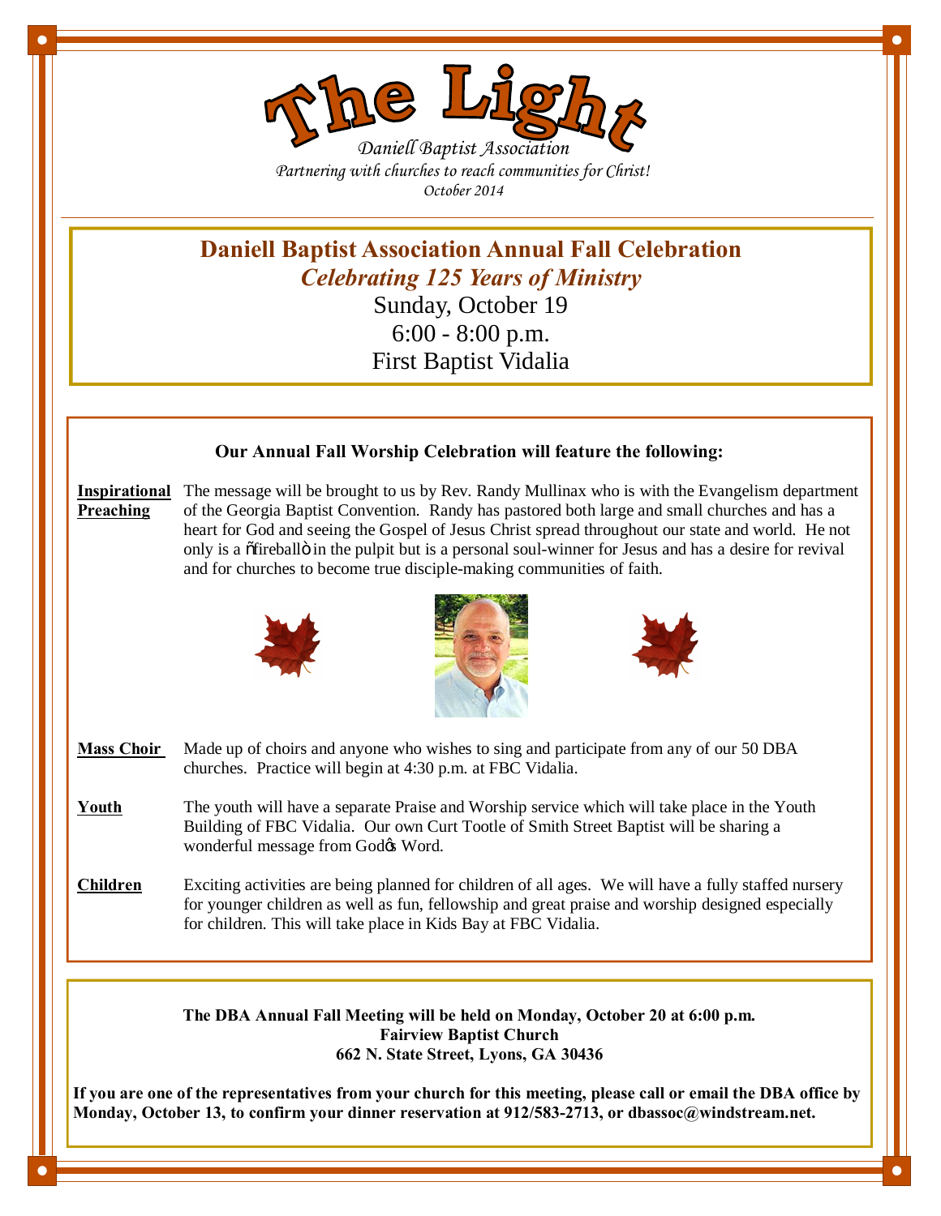# The Light

*Daniell Baptist Association*

*Partnering with churches to reach communities for Christ!*

*October 2014*

## Daniell Baptist Association Annual Fall Celebration

### *Celebrating 125 Years of Ministry*

Sunday, October 19

6:00 - 8:00 p.m.

First Baptist Vidalia

**Our Annual Fall Worship Celebration will feature the following:**

**Inspirational Preaching** The message will be brought to us by Rev. Randy Mullinax who is with the Evangelism department of the Georgia Baptist Convention. Randy has pastored both large and small churches and has a heart for God and seeing the Gospel of Jesus Christ spread throughout our state and world. He not only is a "fireball" in the pulpit but is a personal soul-winner for Jesus and has a desire for revival and for churches to become true disciple-making communities of faith.

**Mass Choir** Made up of choirs and anyone who wishes to sing and participate from any of our 50 DBA churches. Practice will begin at 4:30 p.m. at FBC Vidalia.

**Youth** The youth will have a separate Praise and Worship service which will take place in the Youth Building of FBC Vidalia. Our own Curt Tootle of Smith Street Baptist will be sharing a wonderful message from God's Word.

**Children** Exciting activities are being planned for children of all ages. We will have a fully staffed nursery for younger children as well as fun, fellowship and great praise and worship designed especially for children. This will take place in Kids Bay at FBC Vidalia.

**The DBA Annual Fall Meeting will be held on Monday, October 20 at 6:00 p.m.**
**Fairview Baptist Church**
**662 N. State Street, Lyons, GA 30436**

**If you are one of the representatives from your church for this meeting, please call or email the DBA office by Monday, October 13, to confirm your dinner reservation at 912/583-2713, or dbassoc@windstream.net.**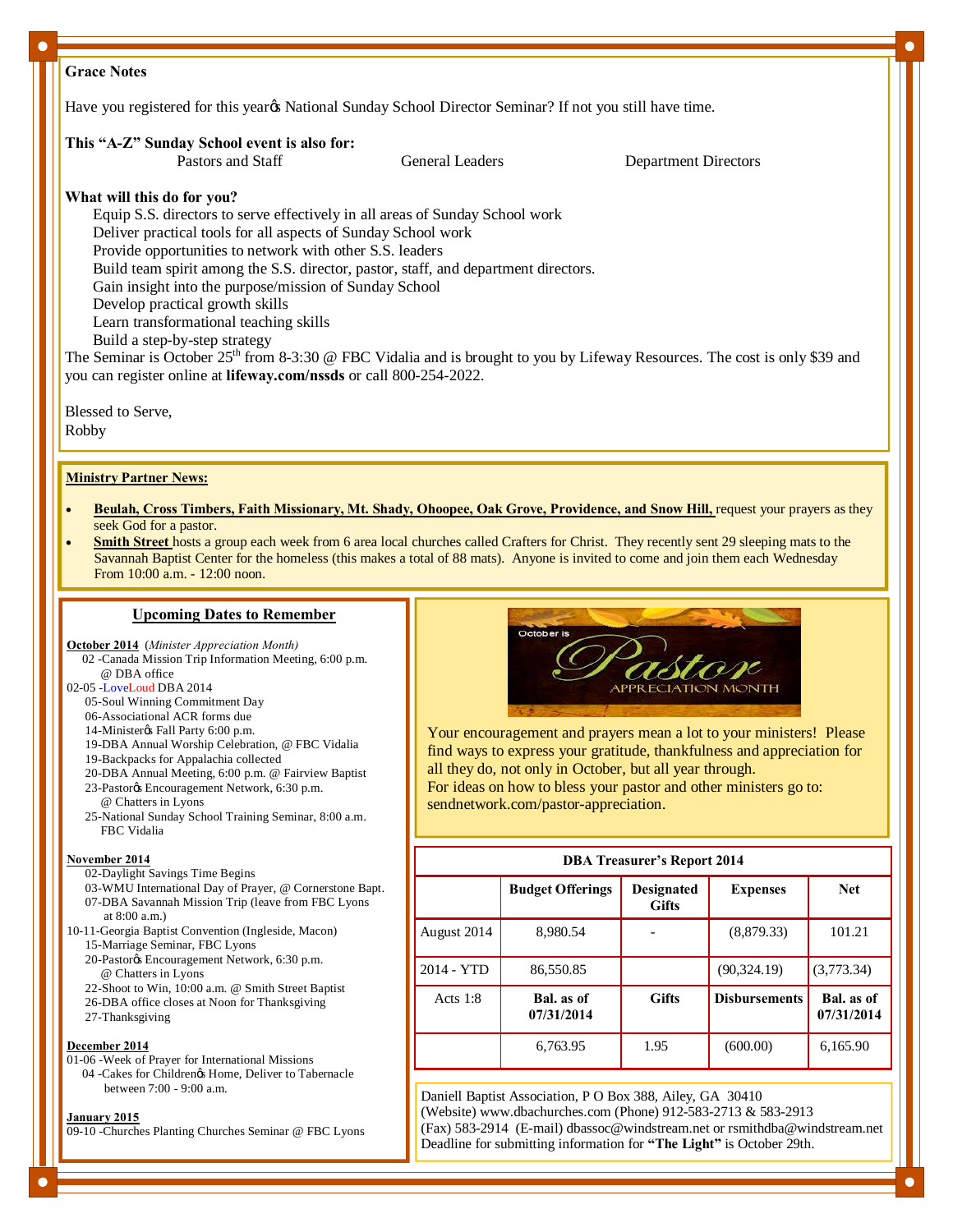## Grace Notes

Have you registered for this year's National Sunday School Director Seminar? If not you still have time.

**This "A-Z" Sunday School event is also for:**

Pastors and Staff | General Leaders | Department Directors

**What will this do for you?**

- Equip S.S. directors to serve effectively in all areas of Sunday School work
- Deliver practical tools for all aspects of Sunday School work
- Provide opportunities to network with other S.S. leaders
- Build team spirit among the S.S. director, pastor, staff, and department directors.
- Gain insight into the purpose/mission of Sunday School
- Develop practical growth skills
- Learn transformational teaching skills
- Build a step-by-step strategy

The Seminar is October 25th from 8-3:30 @ FBC Vidalia and is brought to you by Lifeway Resources. The cost is only $39 and you can register online at **lifeway.com/nssds** or call 800-254-2022.

Blessed to Serve,
Robby

## Ministry Partner News:

- **Beulah, Cross Timbers, Faith Missionary, Mt. Shady, Ohoopee, Oak Grove, Providence, and Snow Hill,** request your prayers as they seek God for a pastor.
- **Smith Street** hosts a group each week from 6 area local churches called Crafters for Christ. They recently sent 29 sleeping mats to the Savannah Baptist Center for the homeless (this makes a total of 88 mats). Anyone is invited to come and join them each Wednesday From 10:00 a.m. - 12:00 noon.

## Upcoming Dates to Remember

**October 2014** (*Minister Appreciation Month*)

- 02 -Canada Mission Trip Information Meeting, 6:00 p.m. @ DBA office
- 02-05 -LoveLoud DBA 2014
- 05-Soul Winning Commitment Day
- 06-Associational ACR forms due
- 14-Minister's Fall Party 6:00 p.m.
- 19-DBA Annual Worship Celebration, @ FBC Vidalia
- 19-Backpacks for Appalachia collected
- 20-DBA Annual Meeting, 6:00 p.m. @ Fairview Baptist
- 23-Pastor's Encouragement Network, 6:30 p.m. @ Chatters in Lyons
- 25-National Sunday School Training Seminar, 8:00 a.m. FBC Vidalia

**November 2014**

- 02-Daylight Savings Time Begins
- 03-WMU International Day of Prayer, @ Cornerstone Bapt.
- 07-DBA Savannah Mission Trip (leave from FBC Lyons at 8:00 a.m.)
- 10-11-Georgia Baptist Convention (Ingleside, Macon)
- 15-Marriage Seminar, FBC Lyons
- 20-Pastor's Encouragement Network, 6:30 p.m. @ Chatters in Lyons
- 22-Shoot to Win, 10:00 a.m. @ Smith Street Baptist
- 26-DBA office closes at Noon for Thanksgiving
- 27-Thanksgiving

**December 2014**

- 01-06 -Week of Prayer for International Missions
- 04 -Cakes for Children's Home, Deliver to Tabernacle between 7:00 - 9:00 a.m.

**January 2015**

- 09-10 -Churches Planting Churches Seminar @ FBC Lyons

October is Pastor Appreciation Month

Your encouragement and prayers mean a lot to your ministers! Please find ways to express your gratitude, thankfulness and appreciation for all they do, not only in October, but all year through.
For ideas on how to bless your pastor and other ministers go to: sendnetwork.com/pastor-appreciation.

**DBA Treasurer's Report 2014**

| | Budget Offerings | Designated Gifts | Expenses | Net |
|---|---|---|---|---|
| August 2014 | 8,980.54 | - | (8,879.33) | 101.21 |
| 2014 - YTD | 86,550.85 | | (90,324.19) | (3,773.34) |
| Acts 1:8 | **Bal. as of 07/31/2014** | **Gifts** | **Disbursements** | **Bal. as of 07/31/2014** |
| | 6,763.95 | 1.95 | (600.00) | 6,165.90 |

Daniell Baptist Association, P O Box 388, Ailey, GA 30410
(Website) www.dbachurches.com (Phone) 912-583-2713 & 583-2913
(Fax) 583-2914 (E-mail) dbassoc@windstream.net or rsmithdba@windstream.net
Deadline for submitting information for **"The Light"** is October 29th.